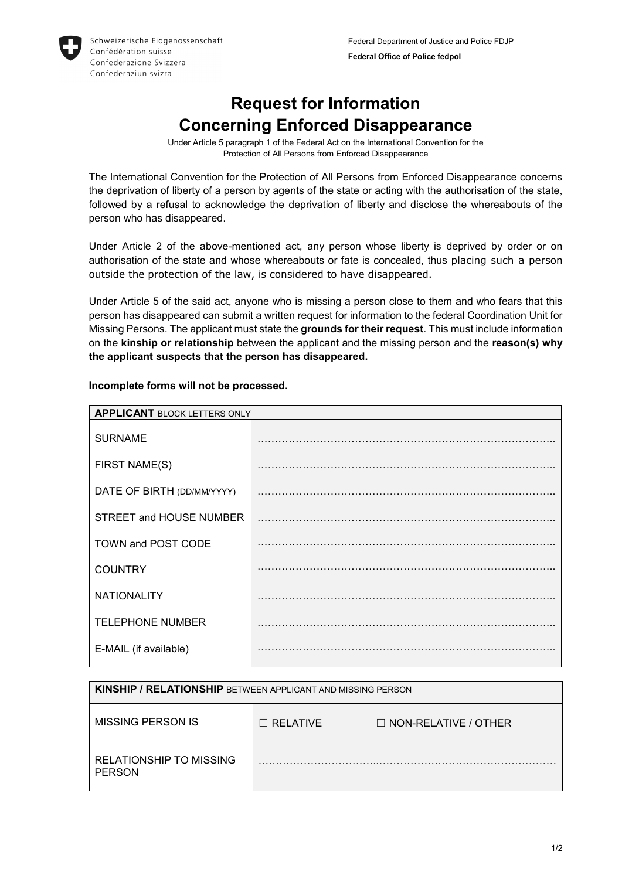Schweizerische Eidgenossenschaft
Confédération suisse
Confederazione Svizzera
Confederaziun svizra

Federal Department of Justice and Police FDJP

**Federal Office of Police fedpol**

# Request for Information Concerning Enforced Disappearance

Under Article 5 paragraph 1 of the Federal Act on the International Convention for the Protection of All Persons from Enforced Disappearance

The International Convention for the Protection of All Persons from Enforced Disappearance concerns the deprivation of liberty of a person by agents of the state or acting with the authorisation of the state, followed by a refusal to acknowledge the deprivation of liberty and disclose the whereabouts of the person who has disappeared.

Under Article 2 of the above-mentioned act, any person whose liberty is deprived by order or on authorisation of the state and whose whereabouts or fate is concealed, thus placing such a person outside the protection of the law, is considered to have disappeared.

Under Article 5 of the said act, anyone who is missing a person close to them and who fears that this person has disappeared can submit a written request for information to the federal Coordination Unit for Missing Persons. The applicant must state the **grounds for their request**. This must include information on the **kinship or relationship** between the applicant and the missing person and the **reason(s) why the applicant suspects that the person has disappeared.**

**Incomplete forms will not be processed.**

| **APPLICANT** BLOCK LETTERS ONLY | |
|---|---|
| SURNAME | ………………………………………………………………………… |
| FIRST NAME(S) | ………………………………………………………………………… |
| DATE OF BIRTH (DD/MM/YYYY) | ………………………………………………………………………… |
| STREET and HOUSE NUMBER | ………………………………………………………………………… |
| TOWN and POST CODE | ………………………………………………………………………… |
| COUNTRY | ………………………………………………………………………… |
| NATIONALITY | ………………………………………………………………………… |
| TELEPHONE NUMBER | ………………………………………………………………………… |
| E-MAIL (if available) | ………………………………………………………………………… |

| **KINSHIP / RELATIONSHIP** BETWEEN APPLICANT AND MISSING PERSON | | |
|---|---|---|
| MISSING PERSON IS | ☐ RELATIVE | ☐ NON-RELATIVE / OTHER |
| RELATIONSHIP TO MISSING PERSON | ………………………………………………………………………… | |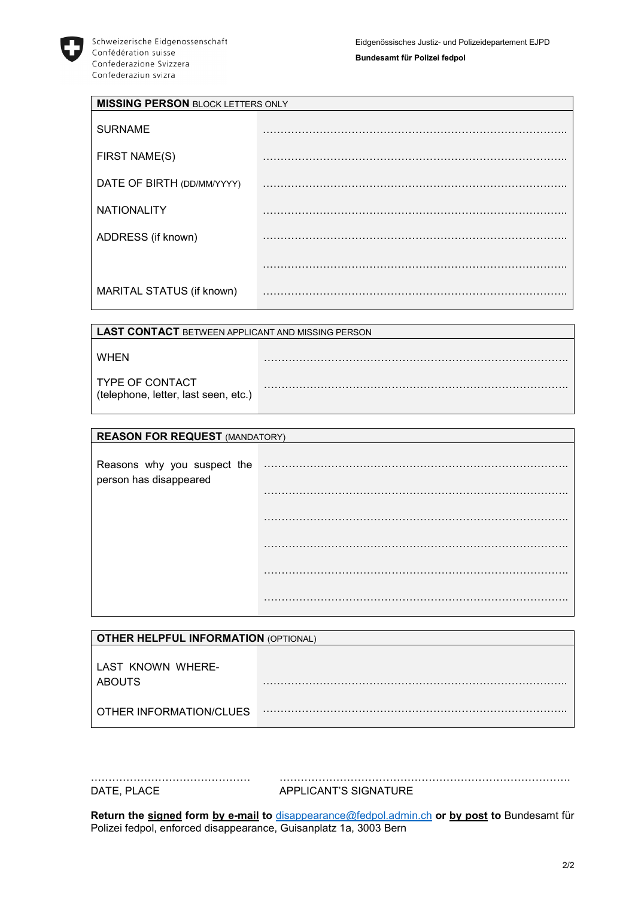Schweizerische Eidgenossenschaft
Confédération suisse
Confederazione Svizzera
Confederaziun svizra

Eidgenössisches Justiz- und Polizeidepartement EJPD

**Bundesamt für Polizei fedpol**

| **MISSING PERSON** BLOCK LETTERS ONLY | |
|---|---|
| SURNAME | …………………………………………………………………………. |
| FIRST NAME(S) | …………………………………………………………………………. |
| DATE OF BIRTH (DD/MM/YYYY) | …………………………………………………………………………. |
| NATIONALITY | …………………………………………………………………………. |
| ADDRESS (if known) | …………………………………………………………………………. |
| | …………………………………………………………………………. |
| MARITAL STATUS (if known) | …………………………………………………………………………. |

| **LAST CONTACT** BETWEEN APPLICANT AND MISSING PERSON | |
|---|---|
| WHEN | …………………………………………………………………………. |
| TYPE OF CONTACT (telephone, letter, last seen, etc.) | …………………………………………………………………………. |

| **REASON FOR REQUEST** (MANDATORY) | |
|---|---|
| Reasons why you suspect the person has disappeared | …………………………………………………………………………. |
| | …………………………………………………………………………. |
| | …………………………………………………………………………. |
| | …………………………………………………………………………. |
| | …………………………………………………………………………. |
| | …………………………………………………………………………. |

| **OTHER HELPFUL INFORMATION** (OPTIONAL) | |
|---|---|
| LAST KNOWN WHERE-ABOUTS | …………………………………………………………………………. |
| OTHER INFORMATION/CLUES | …………………………………………………………………………. |

……………………………………… DATE, PLACE

…………………………………………………………………………. APPLICANT'S SIGNATURE

**Return the <u>signed</u> form <u>by e-mail</u> to** disappearance@fedpol.admin.ch **or <u>by post</u> to** Bundesamt für Polizei fedpol, enforced disappearance, Guisanplatz 1a, 3003 Bern